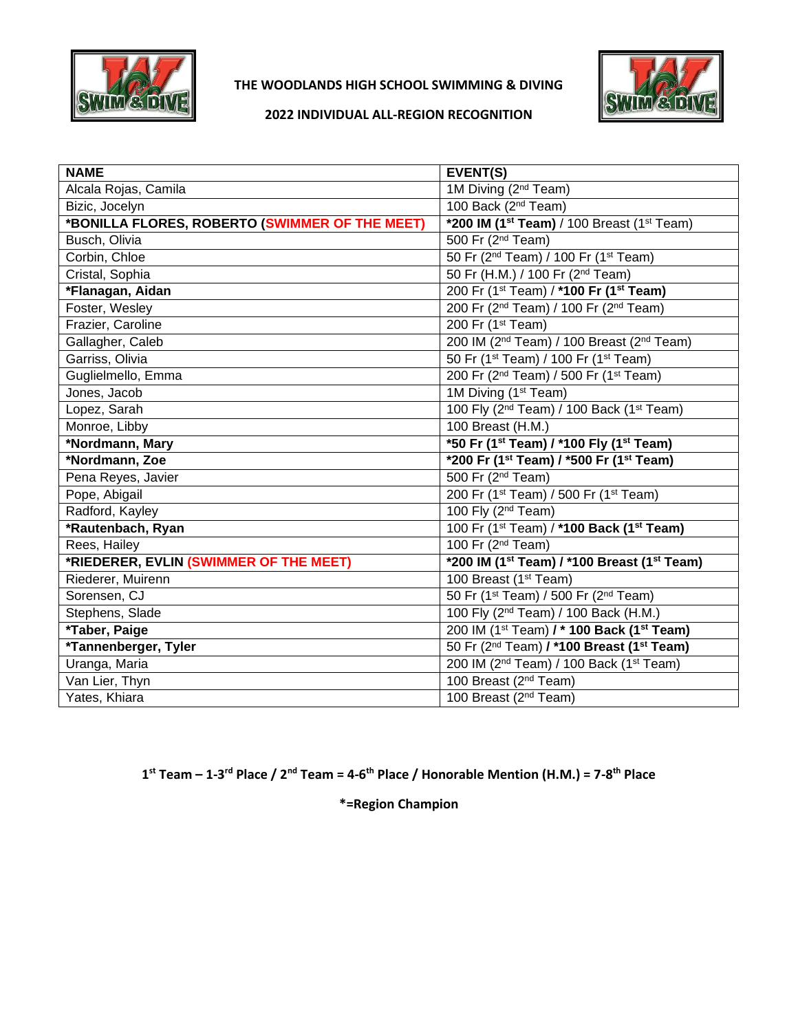# THE WOODLANDS HIGH SCHOOL SWIMMING & DIVING

## 2022 INDIVIDUAL ALL-REGION RECOGNITION

| NAME | EVENT(S) |
|---|---|
| Alcala Rojas, Camila | 1M Diving (2nd Team) |
| Bizic, Jocelyn | 100 Back (2nd Team) |
| **\*BONILLA FLORES, ROBERTO (SWIMMER OF THE MEET)** | **\*200 IM (1st Team)** / 100 Breast (1st Team) |
| Busch, Olivia | 500 Fr (2nd Team) |
| Corbin, Chloe | 50 Fr (2nd Team) / 100 Fr (1st Team) |
| Cristal, Sophia | 50 Fr (H.M.) / 100 Fr (2nd Team) |
| **\*Flanagan, Aidan** | 200 Fr (1st Team) / **\*100 Fr (1st Team)** |
| Foster, Wesley | 200 Fr (2nd Team) / 100 Fr (2nd Team) |
| Frazier, Caroline | 200 Fr (1st Team) |
| Gallagher, Caleb | 200 IM (2nd Team) / 100 Breast (2nd Team) |
| Garriss, Olivia | 50 Fr (1st Team) / 100 Fr (1st Team) |
| Guglielmello, Emma | 200 Fr (2nd Team) / 500 Fr (1st Team) |
| Jones, Jacob | 1M Diving (1st Team) |
| Lopez, Sarah | 100 Fly (2nd Team) / 100 Back (1st Team) |
| Monroe, Libby | 100 Breast (H.M.) |
| **\*Nordmann, Mary** | **\*50 Fr (1st Team) / \*100 Fly (1st Team)** |
| **\*Nordmann, Zoe** | **\*200 Fr (1st Team) / \*500 Fr (1st Team)** |
| Pena Reyes, Javier | 500 Fr (2nd Team) |
| Pope, Abigail | 200 Fr (1st Team) / 500 Fr (1st Team) |
| Radford, Kayley | 100 Fly (2nd Team) |
| **\*Rautenbach, Ryan** | 100 Fr (1st Team) / **\*100 Back (1st Team)** |
| Rees, Hailey | 100 Fr (2nd Team) |
| **\*RIEDERER, EVLIN (SWIMMER OF THE MEET)** | **\*200 IM (1st Team) / \*100 Breast (1st Team)** |
| Riederer, Muirenn | 100 Breast (1st Team) |
| Sorensen, CJ | 50 Fr (1st Team) / 500 Fr (2nd Team) |
| Stephens, Slade | 100 Fly (2nd Team) / 100 Back (H.M.) |
| **\*Taber, Paige** | 200 IM (1st Team) **/ \* 100 Back (1st Team)** |
| **\*Tannenberger, Tyler** | 50 Fr (2nd Team) **/ \*100 Breast (1st Team)** |
| Uranga, Maria | 200 IM (2nd Team) / 100 Back (1st Team) |
| Van Lier, Thyn | 100 Breast (2nd Team) |
| Yates, Khiara | 100 Breast (2nd Team) |

**1st Team – 1-3rd Place / 2nd Team = 4-6th Place / Honorable Mention (H.M.) = 7-8th Place**

**\*=Region Champion**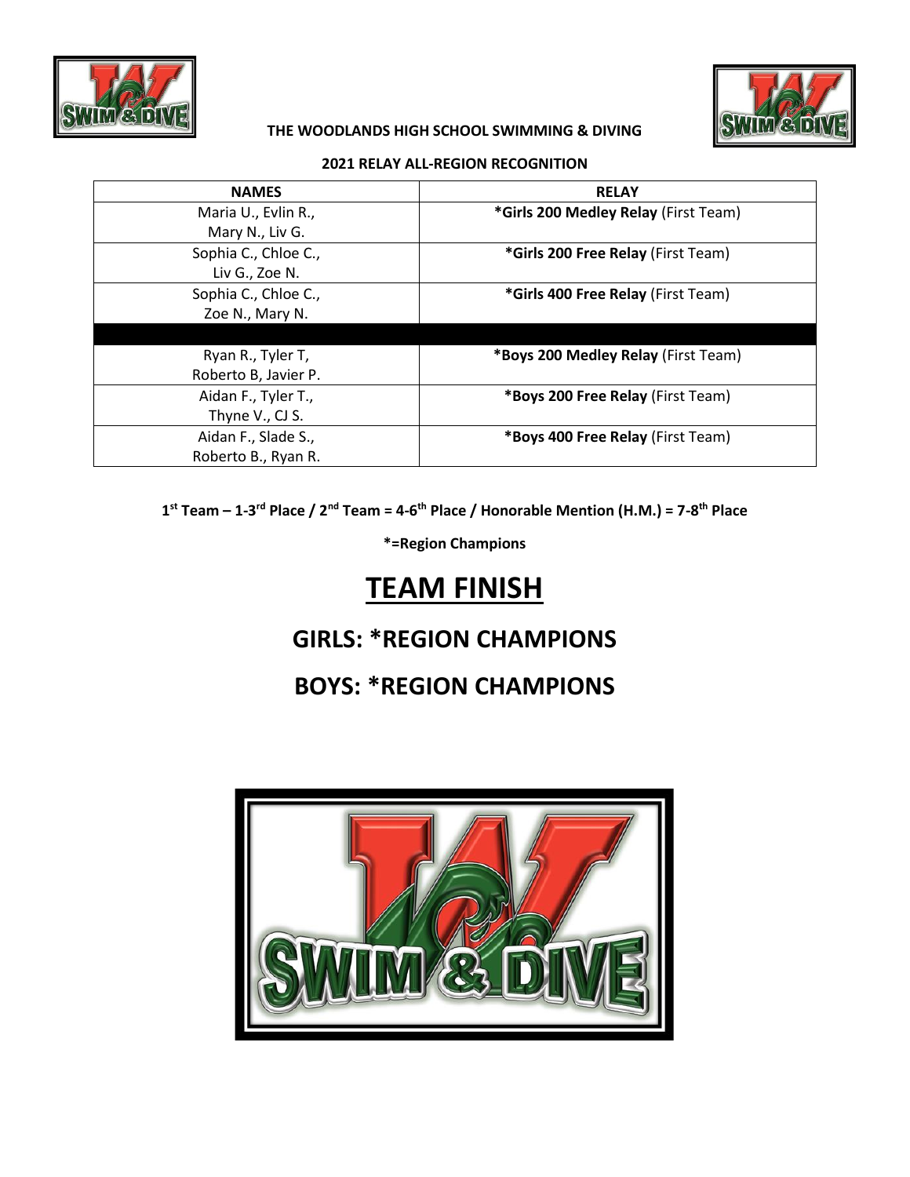**THE WOODLANDS HIGH SCHOOL SWIMMING & DIVING**

**2021 RELAY ALL-REGION RECOGNITION**

| NAMES | RELAY |
|---|---|
| Maria U., Evlin R., Mary N., Liv G. | ***Girls 200 Medley Relay** (First Team) |
| Sophia C., Chloe C., Liv G., Zoe N. | ***Girls 200 Free Relay** (First Team) |
| Sophia C., Chloe C., Zoe N., Mary N. | ***Girls 400 Free Relay** (First Team) |
| | |
| Ryan R., Tyler T, Roberto B, Javier P. | ***Boys 200 Medley Relay** (First Team) |
| Aidan F., Tyler T., Thyne V., CJ S. | ***Boys 200 Free Relay** (First Team) |
| Aidan F., Slade S., Roberto B., Ryan R. | ***Boys 400 Free Relay** (First Team) |

**1st Team – 1-3rd Place / 2nd Team = 4-6th Place / Honorable Mention (H.M.) = 7-8th Place**

***=Region Champions**

# TEAM FINISH

## GIRLS: *REGION CHAMPIONS

## BOYS: *REGION CHAMPIONS